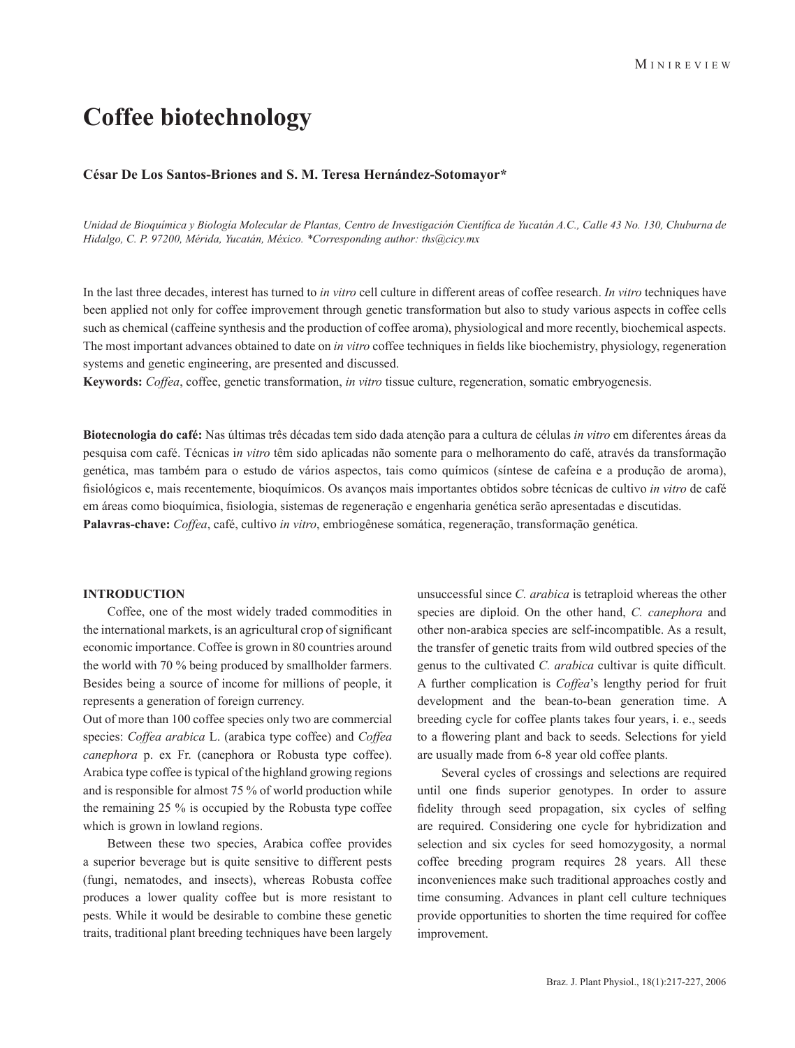# Coffee biotechnology

**César De Los Santos-Briones and S. M. Teresa Hernández-Sotomayor***

*Unidad de Bioquímica y Biología Molecular de Plantas, Centro de Investigación Científica de Yucatán A.C., Calle 43 No. 130, Chuburna de Hidalgo, C. P. 97200, Mérida, Yucatán, México. *Corresponding author: ths@cicy.mx*

In the last three decades, interest has turned to *in vitro* cell culture in different areas of coffee research. *In vitro* techniques have been applied not only for coffee improvement through genetic transformation but also to study various aspects in coffee cells such as chemical (caffeine synthesis and the production of coffee aroma), physiological and more recently, biochemical aspects. The most important advances obtained to date on *in vitro* coffee techniques in fields like biochemistry, physiology, regeneration systems and genetic engineering, are presented and discussed.

**Keywords:** *Coffea*, coffee, genetic transformation, *in vitro* tissue culture, regeneration, somatic embryogenesis.

**Biotecnologia do café:** Nas últimas três décadas tem sido dada atenção para a cultura de células *in vitro* em diferentes áreas da pesquisa com café. Técnicas i*n vitro* têm sido aplicadas não somente para o melhoramento do café, através da transformação genética, mas também para o estudo de vários aspectos, tais como químicos (síntese de cafeína e a produção de aroma), fisiológicos e, mais recentemente, bioquímicos. Os avanços mais importantes obtidos sobre técnicas de cultivo *in vitro* de café em áreas como bioquímica, fisiologia, sistemas de regeneração e engenharia genética serão apresentadas e discutidas.

**Palavras-chave:** *Coffea*, café, cultivo *in vitro*, embriogênese somática, regeneração, transformação genética.

## INTRODUCTION

Coffee, one of the most widely traded commodities in the international markets, is an agricultural crop of significant economic importance. Coffee is grown in 80 countries around the world with 70 % being produced by smallholder farmers. Besides being a source of income for millions of people, it represents a generation of foreign currency.

Out of more than 100 coffee species only two are commercial species: *Coffea arabica* L. (arabica type coffee) and *Coffea canephora* p. ex Fr. (canephora or Robusta type coffee). Arabica type coffee is typical of the highland growing regions and is responsible for almost 75 % of world production while the remaining 25 % is occupied by the Robusta type coffee which is grown in lowland regions.

Between these two species, Arabica coffee provides a superior beverage but is quite sensitive to different pests (fungi, nematodes, and insects), whereas Robusta coffee produces a lower quality coffee but is more resistant to pests. While it would be desirable to combine these genetic traits, traditional plant breeding techniques have been largely unsuccessful since *C. arabica* is tetraploid whereas the other species are diploid. On the other hand, *C. canephora* and other non-arabica species are self-incompatible. As a result, the transfer of genetic traits from wild outbred species of the genus to the cultivated *C. arabica* cultivar is quite difficult. A further complication is *Coffea*'s lengthy period for fruit development and the bean-to-bean generation time. A breeding cycle for coffee plants takes four years, i. e., seeds to a flowering plant and back to seeds. Selections for yield are usually made from 6-8 year old coffee plants.

Several cycles of crossings and selections are required until one finds superior genotypes. In order to assure fidelity through seed propagation, six cycles of selfing are required. Considering one cycle for hybridization and selection and six cycles for seed homozygosity, a normal coffee breeding program requires 28 years. All these inconveniences make such traditional approaches costly and time consuming. Advances in plant cell culture techniques provide opportunities to shorten the time required for coffee improvement.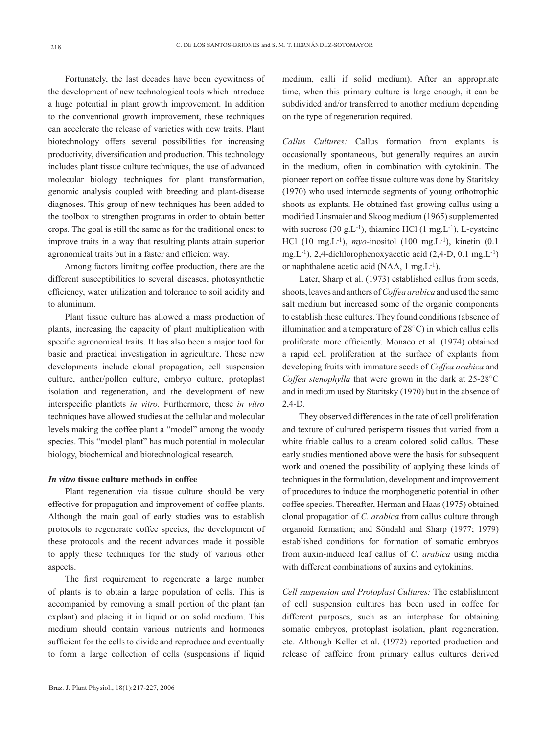Fortunately, the last decades have been eyewitness of the development of new technological tools which introduce a huge potential in plant growth improvement. In addition to the conventional growth improvement, these techniques can accelerate the release of varieties with new traits. Plant biotechnology offers several possibilities for increasing productivity, diversification and production. This technology includes plant tissue culture techniques, the use of advanced molecular biology techniques for plant transformation, genomic analysis coupled with breeding and plant-disease diagnoses. This group of new techniques has been added to the toolbox to strengthen programs in order to obtain better crops. The goal is still the same as for the traditional ones: to improve traits in a way that resulting plants attain superior agronomical traits but in a faster and efficient way.

Among factors limiting coffee production, there are the different susceptibilities to several diseases, photosynthetic efficiency, water utilization and tolerance to soil acidity and to aluminum.

Plant tissue culture has allowed a mass production of plants, increasing the capacity of plant multiplication with specific agronomical traits. It has also been a major tool for basic and practical investigation in agriculture. These new developments include clonal propagation, cell suspension culture, anther/pollen culture, embryo culture, protoplast isolation and regeneration, and the development of new interspecific plantlets *in vitro*. Furthermore, these *in vitro* techniques have allowed studies at the cellular and molecular levels making the coffee plant a "model" among the woody species. This "model plant" has much potential in molecular biology, biochemical and biotechnological research.

## *In vitro* tissue culture methods in coffee

Plant regeneration via tissue culture should be very effective for propagation and improvement of coffee plants. Although the main goal of early studies was to establish protocols to regenerate coffee species, the development of these protocols and the recent advances made it possible to apply these techniques for the study of various other aspects.

The first requirement to regenerate a large number of plants is to obtain a large population of cells. This is accompanied by removing a small portion of the plant (an explant) and placing it in liquid or on solid medium. This medium should contain various nutrients and hormones sufficient for the cells to divide and reproduce and eventually to form a large collection of cells (suspensions if liquid medium, calli if solid medium). After an appropriate time, when this primary culture is large enough, it can be subdivided and/or transferred to another medium depending on the type of regeneration required.

*Callus Cultures:* Callus formation from explants is occasionally spontaneous, but generally requires an auxin in the medium, often in combination with cytokinin. The pioneer report on coffee tissue culture was done by Staritsky (1970) who used internode segments of young orthotrophic shoots as explants. He obtained fast growing callus using a modified Linsmaier and Skoog medium (1965) supplemented with sucrose (30 g.L$^{-1}$), thiamine HCl (1 mg.L$^{-1}$), L-cysteine HCl (10 mg.L$^{-1}$), *myo*-inositol (100 mg.L$^{-1}$), kinetin (0.1 mg.L$^{-1}$), 2,4-dichlorophenoxyacetic acid (2,4-D, 0.1 mg.L$^{-1}$) or naphthalene acetic acid (NAA, 1 mg.L$^{-1}$).

Later, Sharp et al. (1973) established callus from seeds, shoots, leaves and anthers of *Coffea arabica* and used the same salt medium but increased some of the organic components to establish these cultures. They found conditions (absence of illumination and a temperature of 28°C) in which callus cells proliferate more efficiently. Monaco et al*.* (1974) obtained a rapid cell proliferation at the surface of explants from developing fruits with immature seeds of *Coffea arabica* and *Coffea stenophylla* that were grown in the dark at 25-28°C and in medium used by Staritsky (1970) but in the absence of 2,4-D.

They observed differences in the rate of cell proliferation and texture of cultured perisperm tissues that varied from a white friable callus to a cream colored solid callus. These early studies mentioned above were the basis for subsequent work and opened the possibility of applying these kinds of techniques in the formulation, development and improvement of procedures to induce the morphogenetic potential in other coffee species. Thereafter, Herman and Haas (1975) obtained clonal propagation of *C. arabica* from callus culture through organoid formation; and Söndahl and Sharp (1977; 1979) established conditions for formation of somatic embryos from auxin-induced leaf callus of *C. arabica* using media with different combinations of auxins and cytokinins.

*Cell suspension and Protoplast Cultures:* The establishment of cell suspension cultures has been used in coffee for different purposes, such as an interphase for obtaining somatic embryos, protoplast isolation, plant regeneration, etc. Although Keller et al. (1972) reported production and release of caffeine from primary callus cultures derived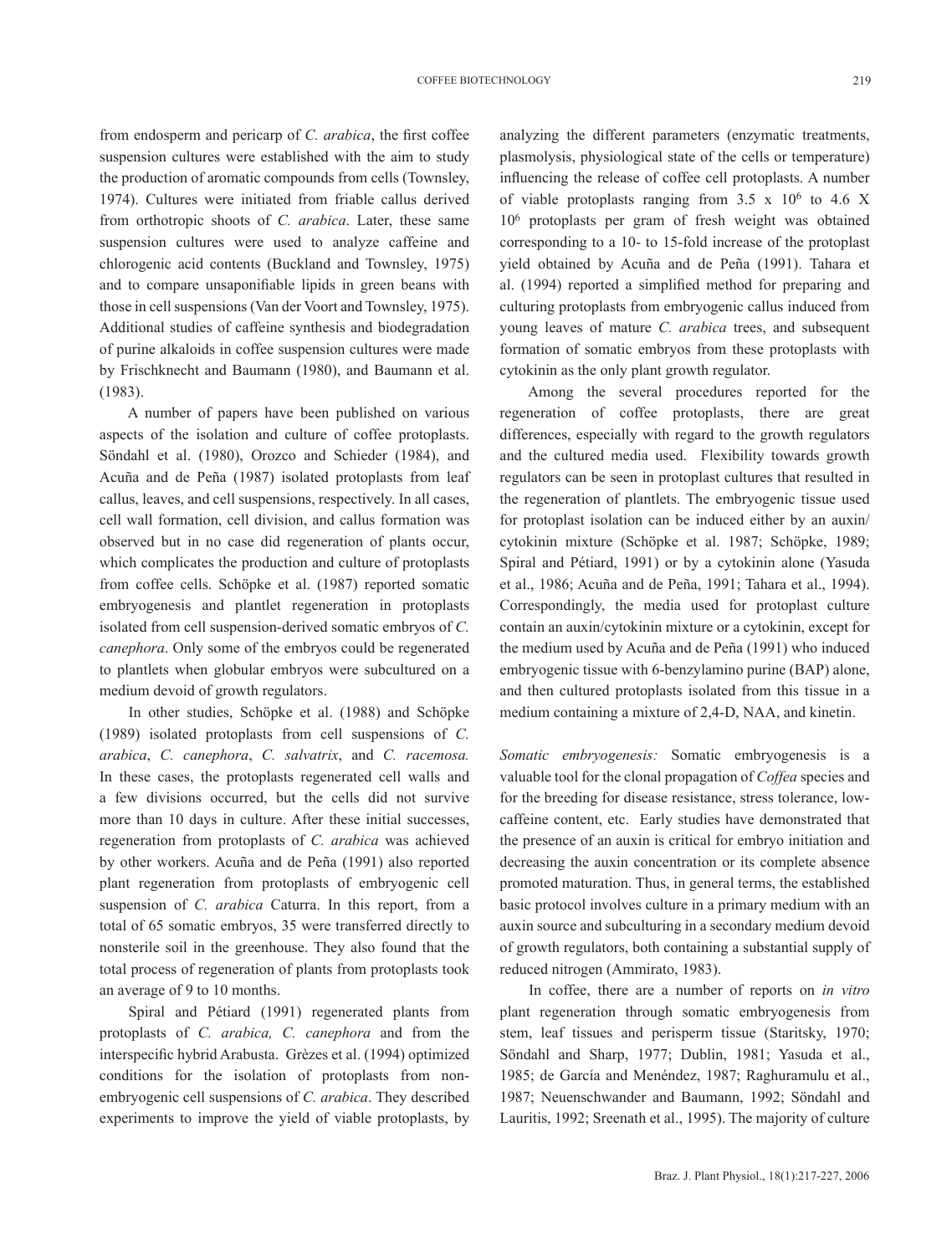from endosperm and pericarp of *C. arabica*, the first coffee suspension cultures were established with the aim to study the production of aromatic compounds from cells (Townsley, 1974). Cultures were initiated from friable callus derived from orthotropic shoots of *C. arabica*. Later, these same suspension cultures were used to analyze caffeine and chlorogenic acid contents (Buckland and Townsley, 1975) and to compare unsaponifiable lipids in green beans with those in cell suspensions (Van der Voort and Townsley, 1975). Additional studies of caffeine synthesis and biodegradation of purine alkaloids in coffee suspension cultures were made by Frischknecht and Baumann (1980), and Baumann et al. (1983).

A number of papers have been published on various aspects of the isolation and culture of coffee protoplasts. Söndahl et al. (1980), Orozco and Schieder (1984), and Acuña and de Peña (1987) isolated protoplasts from leaf callus, leaves, and cell suspensions, respectively. In all cases, cell wall formation, cell division, and callus formation was observed but in no case did regeneration of plants occur, which complicates the production and culture of protoplasts from coffee cells. Schöpke et al. (1987) reported somatic embryogenesis and plantlet regeneration in protoplasts isolated from cell suspension-derived somatic embryos of *C. canephora*. Only some of the embryos could be regenerated to plantlets when globular embryos were subcultured on a medium devoid of growth regulators.

In other studies, Schöpke et al. (1988) and Schöpke (1989) isolated protoplasts from cell suspensions of *C. arabica*, *C. canephora*, *C. salvatrix*, and *C. racemosa.* In these cases, the protoplasts regenerated cell walls and a few divisions occurred, but the cells did not survive more than 10 days in culture. After these initial successes, regeneration from protoplasts of *C. arabica* was achieved by other workers. Acuña and de Peña (1991) also reported plant regeneration from protoplasts of embryogenic cell suspension of *C. arabica* Caturra. In this report, from a total of 65 somatic embryos, 35 were transferred directly to nonsterile soil in the greenhouse. They also found that the total process of regeneration of plants from protoplasts took an average of 9 to 10 months.

Spiral and Pétiard (1991) regenerated plants from protoplasts of *C. arabica, C. canephora* and from the interspecific hybrid Arabusta. Grèzes et al. (1994) optimized conditions for the isolation of protoplasts from non-embryogenic cell suspensions of *C. arabica*. They described experiments to improve the yield of viable protoplasts, by analyzing the different parameters (enzymatic treatments, plasmolysis, physiological state of the cells or temperature) influencing the release of coffee cell protoplasts. A number of viable protoplasts ranging from $3.5 \times 10^6$ to $4.6 \times 10^6$ protoplasts per gram of fresh weight was obtained corresponding to a 10- to 15-fold increase of the protoplast yield obtained by Acuña and de Peña (1991). Tahara et al. (1994) reported a simplified method for preparing and culturing protoplasts from embryogenic callus induced from young leaves of mature *C. arabica* trees, and subsequent formation of somatic embryos from these protoplasts with cytokinin as the only plant growth regulator.

Among the several procedures reported for the regeneration of coffee protoplasts, there are great differences, especially with regard to the growth regulators and the cultured media used. Flexibility towards growth regulators can be seen in protoplast cultures that resulted in the regeneration of plantlets. The embryogenic tissue used for protoplast isolation can be induced either by an auxin/cytokinin mixture (Schöpke et al. 1987; Schöpke, 1989; Spiral and Pétiard, 1991) or by a cytokinin alone (Yasuda et al., 1986; Acuña and de Peña, 1991; Tahara et al., 1994). Correspondingly, the media used for protoplast culture contain an auxin/cytokinin mixture or a cytokinin, except for the medium used by Acuña and de Peña (1991) who induced embryogenic tissue with 6-benzylamino purine (BAP) alone, and then cultured protoplasts isolated from this tissue in a medium containing a mixture of 2,4-D, NAA, and kinetin.

*Somatic embryogenesis:* Somatic embryogenesis is a valuable tool for the clonal propagation of *Coffea* species and for the breeding for disease resistance, stress tolerance, low-caffeine content, etc. Early studies have demonstrated that the presence of an auxin is critical for embryo initiation and decreasing the auxin concentration or its complete absence promoted maturation. Thus, in general terms, the established basic protocol involves culture in a primary medium with an auxin source and subculturing in a secondary medium devoid of growth regulators, both containing a substantial supply of reduced nitrogen (Ammirato, 1983).

In coffee, there are a number of reports on *in vitro* plant regeneration through somatic embryogenesis from stem, leaf tissues and perisperm tissue (Staritsky, 1970; Söndahl and Sharp, 1977; Dublin, 1981; Yasuda et al., 1985; de García and Menéndez, 1987; Raghuramulu et al., 1987; Neuenschwander and Baumann, 1992; Söndahl and Lauritis, 1992; Sreenath et al., 1995). The majority of culture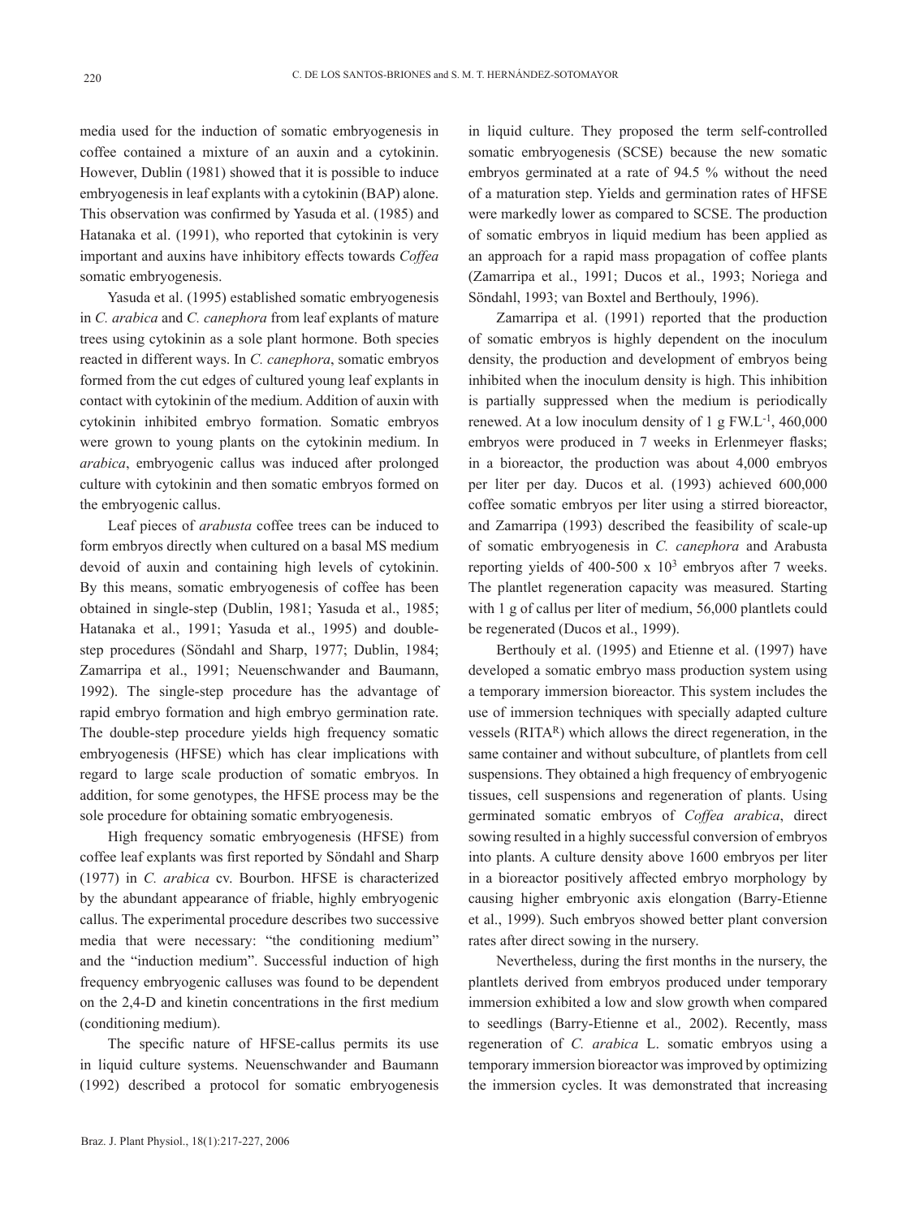media used for the induction of somatic embryogenesis in coffee contained a mixture of an auxin and a cytokinin. However, Dublin (1981) showed that it is possible to induce embryogenesis in leaf explants with a cytokinin (BAP) alone. This observation was confirmed by Yasuda et al. (1985) and Hatanaka et al. (1991), who reported that cytokinin is very important and auxins have inhibitory effects towards *Coffea* somatic embryogenesis.

Yasuda et al. (1995) established somatic embryogenesis in *C. arabica* and *C. canephora* from leaf explants of mature trees using cytokinin as a sole plant hormone. Both species reacted in different ways. In *C. canephora*, somatic embryos formed from the cut edges of cultured young leaf explants in contact with cytokinin of the medium. Addition of auxin with cytokinin inhibited embryo formation. Somatic embryos were grown to young plants on the cytokinin medium. In *arabica*, embryogenic callus was induced after prolonged culture with cytokinin and then somatic embryos formed on the embryogenic callus.

Leaf pieces of *arabusta* coffee trees can be induced to form embryos directly when cultured on a basal MS medium devoid of auxin and containing high levels of cytokinin. By this means, somatic embryogenesis of coffee has been obtained in single-step (Dublin, 1981; Yasuda et al., 1985; Hatanaka et al., 1991; Yasuda et al., 1995) and double-step procedures (Söndahl and Sharp, 1977; Dublin, 1984; Zamarripa et al., 1991; Neuenschwander and Baumann, 1992). The single-step procedure has the advantage of rapid embryo formation and high embryo germination rate. The double-step procedure yields high frequency somatic embryogenesis (HFSE) which has clear implications with regard to large scale production of somatic embryos. In addition, for some genotypes, the HFSE process may be the sole procedure for obtaining somatic embryogenesis.

High frequency somatic embryogenesis (HFSE) from coffee leaf explants was first reported by Söndahl and Sharp (1977) in *C. arabica* cv. Bourbon. HFSE is characterized by the abundant appearance of friable, highly embryogenic callus. The experimental procedure describes two successive media that were necessary: "the conditioning medium" and the "induction medium". Successful induction of high frequency embryogenic calluses was found to be dependent on the 2,4-D and kinetin concentrations in the first medium (conditioning medium).

The specific nature of HFSE-callus permits its use in liquid culture systems. Neuenschwander and Baumann (1992) described a protocol for somatic embryogenesis in liquid culture. They proposed the term self-controlled somatic embryogenesis (SCSE) because the new somatic embryos germinated at a rate of 94.5 % without the need of a maturation step. Yields and germination rates of HFSE were markedly lower as compared to SCSE. The production of somatic embryos in liquid medium has been applied as an approach for a rapid mass propagation of coffee plants (Zamarripa et al., 1991; Ducos et al., 1993; Noriega and Söndahl, 1993; van Boxtel and Berthouly, 1996).

Zamarripa et al. (1991) reported that the production of somatic embryos is highly dependent on the inoculum density, the production and development of embryos being inhibited when the inoculum density is high. This inhibition is partially suppressed when the medium is periodically renewed. At a low inoculum density of 1 g $FW.L^{-1}$, 460,000 embryos were produced in 7 weeks in Erlenmeyer flasks; in a bioreactor, the production was about 4,000 embryos per liter per day. Ducos et al. (1993) achieved 600,000 coffee somatic embryos per liter using a stirred bioreactor, and Zamarripa (1993) described the feasibility of scale-up of somatic embryogenesis in *C. canephora* and Arabusta reporting yields of 400-500 x $10^3$ embryos after 7 weeks. The plantlet regeneration capacity was measured. Starting with 1 g of callus per liter of medium, 56,000 plantlets could be regenerated (Ducos et al., 1999).

Berthouly et al. (1995) and Etienne et al. (1997) have developed a somatic embryo mass production system using a temporary immersion bioreactor. This system includes the use of immersion techniques with specially adapted culture vessels (RITA[R]) which allows the direct regeneration, in the same container and without subculture, of plantlets from cell suspensions. They obtained a high frequency of embryogenic tissues, cell suspensions and regeneration of plants. Using germinated somatic embryos of *Coffea arabica*, direct sowing resulted in a highly successful conversion of embryos into plants. A culture density above 1600 embryos per liter in a bioreactor positively affected embryo morphology by causing higher embryonic axis elongation (Barry-Etienne et al., 1999). Such embryos showed better plant conversion rates after direct sowing in the nursery.

Nevertheless, during the first months in the nursery, the plantlets derived from embryos produced under temporary immersion exhibited a low and slow growth when compared to seedlings (Barry-Etienne et al., 2002). Recently, mass regeneration of *C. arabica* L. somatic embryos using a temporary immersion bioreactor was improved by optimizing the immersion cycles. It was demonstrated that increasing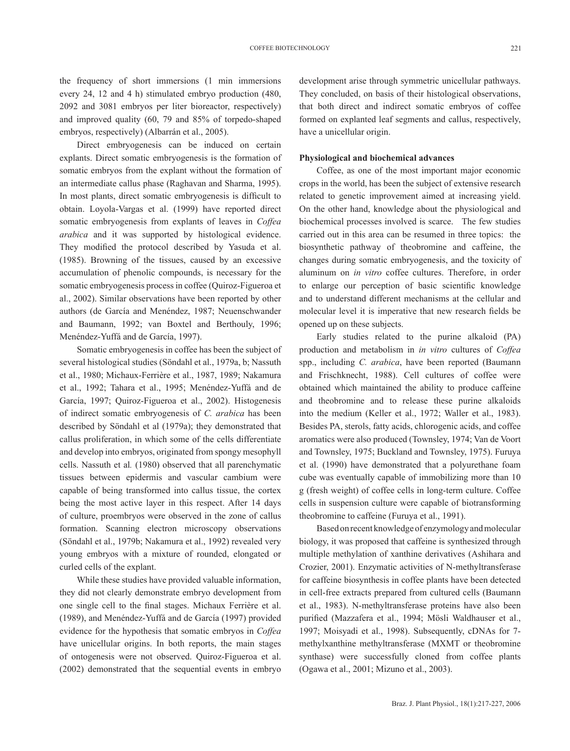the frequency of short immersions (1 min immersions every 24, 12 and 4 h) stimulated embryo production (480, 2092 and 3081 embryos per liter bioreactor, respectively) and improved quality (60, 79 and 85% of torpedo-shaped embryos, respectively) (Albarrán et al., 2005).

Direct embryogenesis can be induced on certain explants. Direct somatic embryogenesis is the formation of somatic embryos from the explant without the formation of an intermediate callus phase (Raghavan and Sharma, 1995). In most plants, direct somatic embryogenesis is difficult to obtain. Loyola-Vargas et al. (1999) have reported direct somatic embryogenesis from explants of leaves in *Coffea arabica* and it was supported by histological evidence. They modified the protocol described by Yasuda et al. (1985). Browning of the tissues, caused by an excessive accumulation of phenolic compounds, is necessary for the somatic embryogenesis process in coffee (Quiroz-Figueroa et al., 2002). Similar observations have been reported by other authors (de García and Menéndez, 1987; Neuenschwander and Baumann, 1992; van Boxtel and Berthouly, 1996; Menéndez-Yuffá and de García, 1997).

Somatic embryogenesis in coffee has been the subject of several histological studies (Söndahl et al., 1979a, b; Nassuth et al., 1980; Michaux-Ferrière et al., 1987, 1989; Nakamura et al., 1992; Tahara et al., 1995; Menéndez-Yuffá and de García, 1997; Quiroz-Figueroa et al., 2002). Histogenesis of indirect somatic embryogenesis of *C. arabica* has been described by Söndahl et al (1979a); they demonstrated that callus proliferation, in which some of the cells differentiate and develop into embryos, originated from spongy mesophyll cells. Nassuth et al*.* (1980) observed that all parenchymatic tissues between epidermis and vascular cambium were capable of being transformed into callus tissue, the cortex being the most active layer in this respect. After 14 days of culture, proembryos were observed in the zone of callus formation. Scanning electron microscopy observations (Söndahl et al., 1979b; Nakamura et al., 1992) revealed very young embryos with a mixture of rounded, elongated or curled cells of the explant.

While these studies have provided valuable information, they did not clearly demonstrate embryo development from one single cell to the final stages. Michaux Ferrière et al. (1989), and Menéndez-Yuffá and de García (1997) provided evidence for the hypothesis that somatic embryos in *Coffea* have unicellular origins. In both reports, the main stages of ontogenesis were not observed. Quiroz-Figueroa et al. (2002) demonstrated that the sequential events in embryo development arise through symmetric unicellular pathways. They concluded, on basis of their histological observations, that both direct and indirect somatic embryos of coffee formed on explanted leaf segments and callus, respectively, have a unicellular origin.

**Physiological and biochemical advances**

Coffee, as one of the most important major economic crops in the world, has been the subject of extensive research related to genetic improvement aimed at increasing yield. On the other hand, knowledge about the physiological and biochemical processes involved is scarce. The few studies carried out in this area can be resumed in three topics: the biosynthetic pathway of theobromine and caffeine, the changes during somatic embryogenesis, and the toxicity of aluminum on *in vitro* coffee cultures. Therefore, in order to enlarge our perception of basic scientific knowledge and to understand different mechanisms at the cellular and molecular level it is imperative that new research fields be opened up on these subjects.

Early studies related to the purine alkaloid (PA) production and metabolism in *in vitro* cultures of *Coffea* spp., including *C. arabica*, have been reported (Baumann and Frischknecht, 1988). Cell cultures of coffee were obtained which maintained the ability to produce caffeine and theobromine and to release these purine alkaloids into the medium (Keller et al., 1972; Waller et al., 1983). Besides PA, sterols, fatty acids, chlorogenic acids, and coffee aromatics were also produced (Townsley, 1974; Van de Voort and Townsley, 1975; Buckland and Townsley, 1975). Furuya et al. (1990) have demonstrated that a polyurethane foam cube was eventually capable of immobilizing more than 10 g (fresh weight) of coffee cells in long-term culture. Coffee cells in suspension culture were capable of biotransforming theobromine to caffeine (Furuya et al., 1991).

Based on recent knowledge of enzymology and molecular biology, it was proposed that caffeine is synthesized through multiple methylation of xanthine derivatives (Ashihara and Crozier, 2001). Enzymatic activities of N-methyltransferase for caffeine biosynthesis in coffee plants have been detected in cell-free extracts prepared from cultured cells (Baumann et al., 1983). N-methyltransferase proteins have also been purified (Mazzafera et al., 1994; Mösli Waldhauser et al., 1997; Moisyadi et al., 1998). Subsequently, cDNAs for 7-methylxanthine methyltransferase (MXMT or theobromine synthase) were successfully cloned from coffee plants (Ogawa et al., 2001; Mizuno et al., 2003).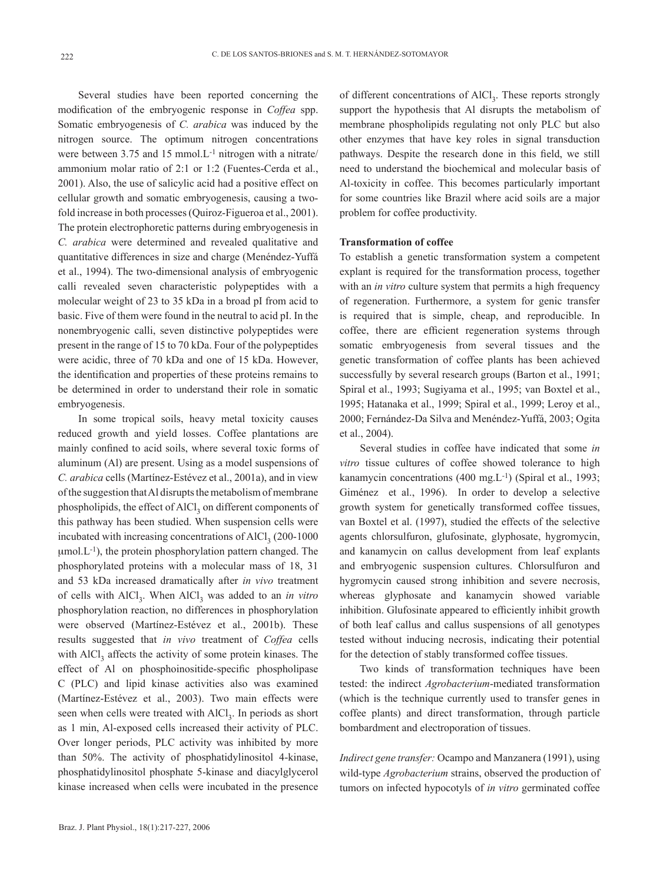Several studies have been reported concerning the modification of the embryogenic response in *Coffea* spp. Somatic embryogenesis of *C. arabica* was induced by the nitrogen source. The optimum nitrogen concentrations were between 3.75 and 15 mmol.L$^{-1}$ nitrogen with a nitrate/ammonium molar ratio of 2:1 or 1:2 (Fuentes-Cerda et al., 2001). Also, the use of salicylic acid had a positive effect on cellular growth and somatic embryogenesis, causing a two-fold increase in both processes (Quiroz-Figueroa et al., 2001). The protein electrophoretic patterns during embryogenesis in *C. arabica* were determined and revealed qualitative and quantitative differences in size and charge (Menéndez-Yuffá et al., 1994). The two-dimensional analysis of embryogenic calli revealed seven characteristic polypeptides with a molecular weight of 23 to 35 kDa in a broad pI from acid to basic. Five of them were found in the neutral to acid pI. In the nonembryogenic calli, seven distinctive polypeptides were present in the range of 15 to 70 kDa. Four of the polypeptides were acidic, three of 70 kDa and one of 15 kDa. However, the identification and properties of these proteins remains to be determined in order to understand their role in somatic embryogenesis.

In some tropical soils, heavy metal toxicity causes reduced growth and yield losses. Coffee plantations are mainly confined to acid soils, where several toxic forms of aluminum (Al) are present. Using as a model suspensions of *C. arabica* cells (Martínez-Estévez et al., 2001a), and in view of the suggestion that Al disrupts the metabolism of membrane phospholipids, the effect of $AlCl_3$ on different components of this pathway has been studied. When suspension cells were incubated with increasing concentrations of $AlCl_3$ (200-1000 μmol.L$^{-1}$), the protein phosphorylation pattern changed. The phosphorylated proteins with a molecular mass of 18, 31 and 53 kDa increased dramatically after *in vivo* treatment of cells with $AlCl_3$. When $AlCl_3$ was added to an *in vitro* phosphorylation reaction, no differences in phosphorylation were observed (Martínez-Estévez et al., 2001b). These results suggested that *in vivo* treatment of *Coffea* cells with $AlCl_3$ affects the activity of some protein kinases. The effect of Al on phosphoinositide-specific phospholipase C (PLC) and lipid kinase activities also was examined (Martínez-Estévez et al., 2003). Two main effects were seen when cells were treated with $AlCl_3$. In periods as short as 1 min, Al-exposed cells increased their activity of PLC. Over longer periods, PLC activity was inhibited by more than 50%. The activity of phosphatidylinositol 4-kinase, phosphatidylinositol phosphate 5-kinase and diacylglycerol kinase increased when cells were incubated in the presence of different concentrations of $AlCl_3$. These reports strongly support the hypothesis that Al disrupts the metabolism of membrane phospholipids regulating not only PLC but also other enzymes that have key roles in signal transduction pathways. Despite the research done in this field, we still need to understand the biochemical and molecular basis of Al-toxicity in coffee. This becomes particularly important for some countries like Brazil where acid soils are a major problem for coffee productivity.

**Transformation of coffee**

To establish a genetic transformation system a competent explant is required for the transformation process, together with an *in vitro* culture system that permits a high frequency of regeneration. Furthermore, a system for genic transfer is required that is simple, cheap, and reproducible. In coffee, there are efficient regeneration systems through somatic embryogenesis from several tissues and the genetic transformation of coffee plants has been achieved successfully by several research groups (Barton et al., 1991; Spiral et al., 1993; Sugiyama et al., 1995; van Boxtel et al., 1995; Hatanaka et al., 1999; Spiral et al., 1999; Leroy et al., 2000; Fernández-Da Silva and Menéndez-Yuffá, 2003; Ogita et al., 2004).

Several studies in coffee have indicated that some *in vitro* tissue cultures of coffee showed tolerance to high kanamycin concentrations (400 mg.L$^{-1}$) (Spiral et al., 1993; Giménez et al., 1996). In order to develop a selective growth system for genetically transformed coffee tissues, van Boxtel et al. (1997), studied the effects of the selective agents chlorsulfuron, glufosinate, glyphosate, hygromycin, and kanamycin on callus development from leaf explants and embryogenic suspension cultures. Chlorsulfuron and hygromycin caused strong inhibition and severe necrosis, whereas glyphosate and kanamycin showed variable inhibition. Glufosinate appeared to efficiently inhibit growth of both leaf callus and callus suspensions of all genotypes tested without inducing necrosis, indicating their potential for the detection of stably transformed coffee tissues.

Two kinds of transformation techniques have been tested: the indirect *Agrobacterium*-mediated transformation (which is the technique currently used to transfer genes in coffee plants) and direct transformation, through particle bombardment and electroporation of tissues.

*Indirect gene transfer:* Ocampo and Manzanera (1991), using wild-type *Agrobacterium* strains, observed the production of tumors on infected hypocotyls of *in vitro* germinated coffee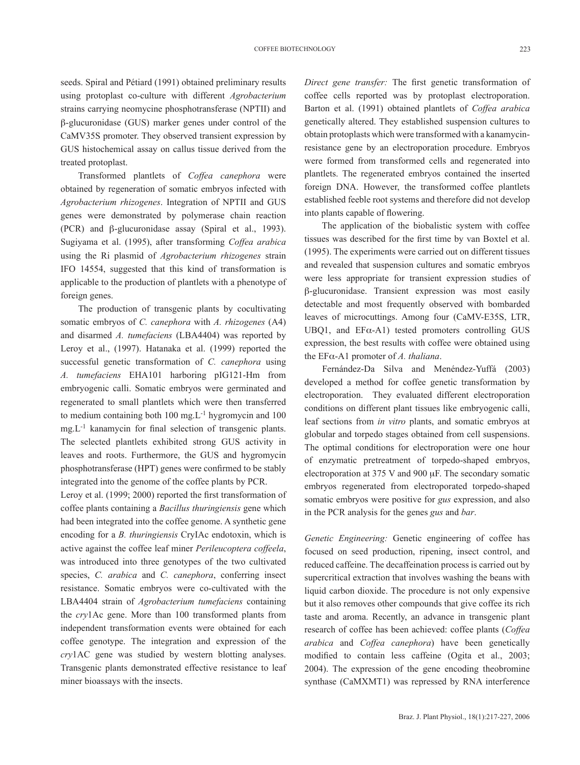seeds. Spiral and Pétiard (1991) obtained preliminary results using protoplast co-culture with different *Agrobacterium* strains carrying neomycine phosphotransferase (NPTII) and β-glucuronidase (GUS) marker genes under control of the CaMV35S promoter. They observed transient expression by GUS histochemical assay on callus tissue derived from the treated protoplast.

Transformed plantlets of *Coffea canephora* were obtained by regeneration of somatic embryos infected with *Agrobacterium rhizogenes*. Integration of NPTII and GUS genes were demonstrated by polymerase chain reaction (PCR) and β-glucuronidase assay (Spiral et al., 1993). Sugiyama et al. (1995), after transforming *Coffea arabica* using the Ri plasmid of *Agrobacterium rhizogenes* strain IFO 14554, suggested that this kind of transformation is applicable to the production of plantlets with a phenotype of foreign genes.

The production of transgenic plants by cocultivating somatic embryos of *C. canephora* with *A. rhizogenes* (A4) and disarmed *A. tumefaciens* (LBA4404) was reported by Leroy et al., (1997). Hatanaka et al. (1999) reported the successful genetic transformation of *C. canephora* using *A. tumefaciens* EHA101 harboring pIG121-Hm from embryogenic calli. Somatic embryos were germinated and regenerated to small plantlets which were then transferred to medium containing both 100 $mg.L^{-1}$ hygromycin and 100 $mg.L^{-1}$ kanamycin for final selection of transgenic plants. The selected plantlets exhibited strong GUS activity in leaves and roots. Furthermore, the GUS and hygromycin phosphotransferase (HPT) genes were confirmed to be stably integrated into the genome of the coffee plants by PCR.

Leroy et al. (1999; 2000) reported the first transformation of coffee plants containing a *Bacillus thuringiensis* gene which had been integrated into the coffee genome. A synthetic gene encoding for a *B. thuringiensis* CryIAc endotoxin, which is active against the coffee leaf miner *Perileucoptera coffeela*, was introduced into three genotypes of the two cultivated species, *C. arabica* and *C. canephora*, conferring insect resistance. Somatic embryos were co-cultivated with the LBA4404 strain of *Agrobacterium tumefaciens* containing the *cry*1Ac gene. More than 100 transformed plants from independent transformation events were obtained for each coffee genotype. The integration and expression of the *cry*1AC gene was studied by western blotting analyses. Transgenic plants demonstrated effective resistance to leaf miner bioassays with the insects.

*Direct gene transfer:* The first genetic transformation of coffee cells reported was by protoplast electroporation. Barton et al. (1991) obtained plantlets of *Coffea arabica* genetically altered. They established suspension cultures to obtain protoplasts which were transformed with a kanamycin-resistance gene by an electroporation procedure. Embryos were formed from transformed cells and regenerated into plantlets. The regenerated embryos contained the inserted foreign DNA. However, the transformed coffee plantlets established feeble root systems and therefore did not develop into plants capable of flowering.

The application of the biobalistic system with coffee tissues was described for the first time by van Boxtel et al. (1995). The experiments were carried out on different tissues and revealed that suspension cultures and somatic embryos were less appropriate for transient expression studies of β-glucuronidase. Transient expression was most easily detectable and most frequently observed with bombarded leaves of microcuttings. Among four (CaMV-E35S, LTR, UBQ1, and EFα-A1) tested promoters controlling GUS expression, the best results with coffee were obtained using the EFα-A1 promoter of *A. thaliana*.

Fernández-Da Silva and Menéndez-Yuffá (2003) developed a method for coffee genetic transformation by electroporation. They evaluated different electroporation conditions on different plant tissues like embryogenic calli, leaf sections from *in vitro* plants, and somatic embryos at globular and torpedo stages obtained from cell suspensions. The optimal conditions for electroporation were one hour of enzymatic pretreatment of torpedo-shaped embryos, electroporation at 375 V and 900 μF. The secondary somatic embryos regenerated from electroporated torpedo-shaped somatic embryos were positive for *gus* expression, and also in the PCR analysis for the genes *gus* and *bar*.

*Genetic Engineering:* Genetic engineering of coffee has focused on seed production, ripening, insect control, and reduced caffeine. The decaffeination process is carried out by supercritical extraction that involves washing the beans with liquid carbon dioxide. The procedure is not only expensive but it also removes other compounds that give coffee its rich taste and aroma. Recently, an advance in transgenic plant research of coffee has been achieved: coffee plants (*Coffea arabica* and *Coffea canephora*) have been genetically modified to contain less caffeine (Ogita et al., 2003; 2004). The expression of the gene encoding theobromine synthase (CaMXMT1) was repressed by RNA interference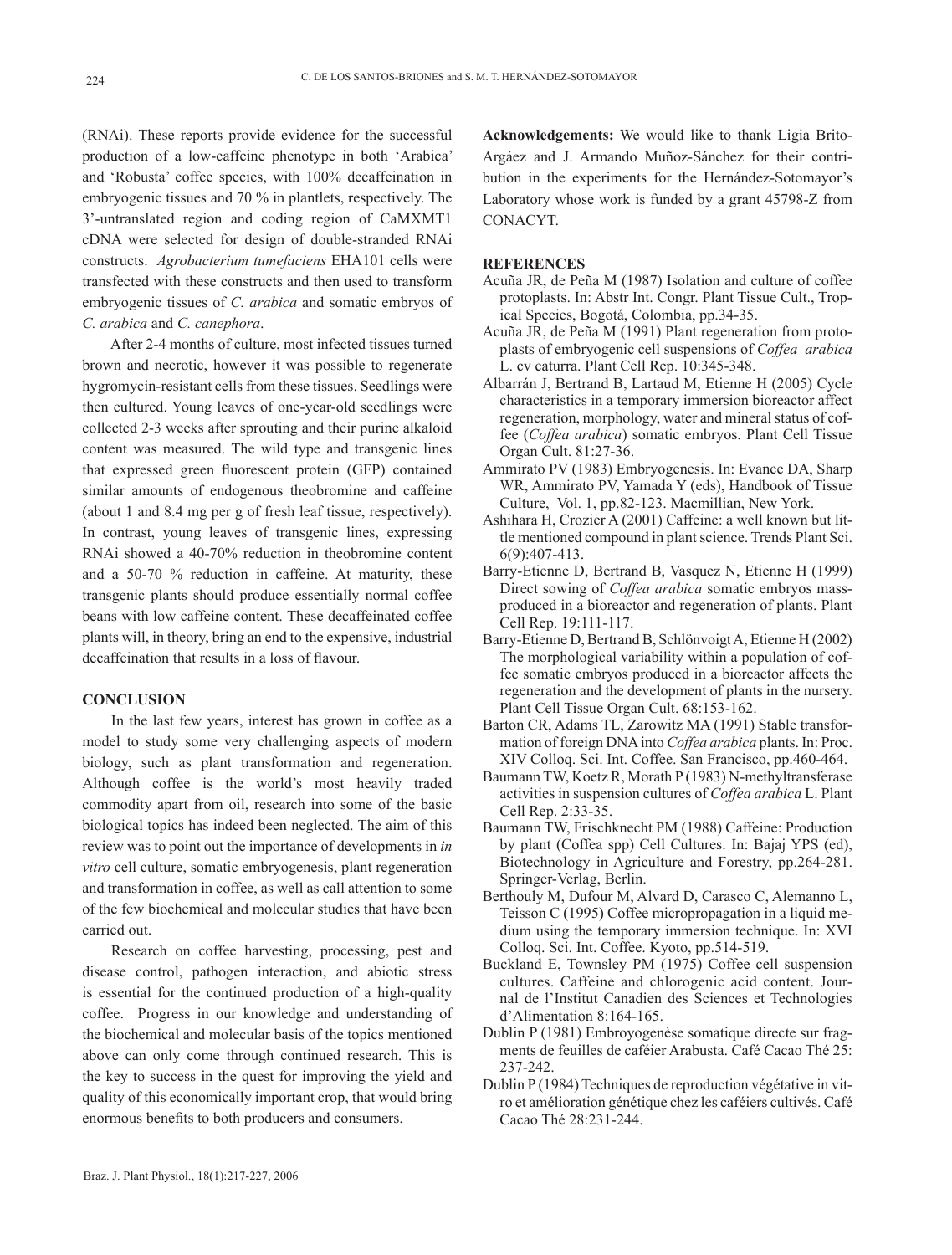(RNAi). These reports provide evidence for the successful production of a low-caffeine phenotype in both 'Arabica' and 'Robusta' coffee species, with 100% decaffeination in embryogenic tissues and 70 % in plantlets, respectively. The 3'-untranslated region and coding region of CaMXMT1 cDNA were selected for design of double-stranded RNAi constructs. *Agrobacterium tumefaciens* EHA101 cells were transfected with these constructs and then used to transform embryogenic tissues of *C. arabica* and somatic embryos of *C. arabica* and *C. canephora*.

After 2-4 months of culture, most infected tissues turned brown and necrotic, however it was possible to regenerate hygromycin-resistant cells from these tissues. Seedlings were then cultured. Young leaves of one-year-old seedlings were collected 2-3 weeks after sprouting and their purine alkaloid content was measured. The wild type and transgenic lines that expressed green fluorescent protein (GFP) contained similar amounts of endogenous theobromine and caffeine (about 1 and 8.4 mg per g of fresh leaf tissue, respectively). In contrast, young leaves of transgenic lines, expressing RNAi showed a 40-70% reduction in theobromine content and a 50-70 % reduction in caffeine. At maturity, these transgenic plants should produce essentially normal coffee beans with low caffeine content. These decaffeinated coffee plants will, in theory, bring an end to the expensive, industrial decaffeination that results in a loss of flavour.

## CONCLUSION

In the last few years, interest has grown in coffee as a model to study some very challenging aspects of modern biology, such as plant transformation and regeneration. Although coffee is the world's most heavily traded commodity apart from oil, research into some of the basic biological topics has indeed been neglected. The aim of this review was to point out the importance of developments in *in vitro* cell culture, somatic embryogenesis, plant regeneration and transformation in coffee, as well as call attention to some of the few biochemical and molecular studies that have been carried out.

Research on coffee harvesting, processing, pest and disease control, pathogen interaction, and abiotic stress is essential for the continued production of a high-quality coffee. Progress in our knowledge and understanding of the biochemical and molecular basis of the topics mentioned above can only come through continued research. This is the key to success in the quest for improving the yield and quality of this economically important crop, that would bring enormous benefits to both producers and consumers.

**Acknowledgements:** We would like to thank Ligia Brito-Argáez and J. Armando Muñoz-Sánchez for their contribution in the experiments for the Hernández-Sotomayor's Laboratory whose work is funded by a grant 45798-Z from CONACYT.

## REFERENCES

Acuña JR, de Peña M (1987) Isolation and culture of coffee protoplasts. In: Abstr Int. Congr. Plant Tissue Cult., Tropical Species, Bogotá, Colombia, pp.34-35.

Acuña JR, de Peña M (1991) Plant regeneration from protoplasts of embryogenic cell suspensions of *Coffea arabica* L. cv caturra. Plant Cell Rep. 10:345-348.

Albarrán J, Bertrand B, Lartaud M, Etienne H (2005) Cycle characteristics in a temporary immersion bioreactor affect regeneration, morphology, water and mineral status of coffee (*Coffea arabica*) somatic embryos. Plant Cell Tissue Organ Cult. 81:27-36.

Ammirato PV (1983) Embryogenesis. In: Evance DA, Sharp WR, Ammirato PV, Yamada Y (eds), Handbook of Tissue Culture, Vol. 1, pp.82-123. Macmillian, New York.

Ashihara H, Crozier A (2001) Caffeine: a well known but little mentioned compound in plant science. Trends Plant Sci. 6(9):407-413.

Barry-Etienne D, Bertrand B, Vasquez N, Etienne H (1999) Direct sowing of *Coffea arabica* somatic embryos mass-produced in a bioreactor and regeneration of plants. Plant Cell Rep. 19:111-117.

Barry-Etienne D, Bertrand B, Schlönvoigt A, Etienne H (2002) The morphological variability within a population of coffee somatic embryos produced in a bioreactor affects the regeneration and the development of plants in the nursery. Plant Cell Tissue Organ Cult. 68:153-162.

Barton CR, Adams TL, Zarowitz MA (1991) Stable transformation of foreign DNA into *Coffea arabica* plants. In: Proc. XIV Colloq. Sci. Int. Coffee. San Francisco, pp.460-464.

Baumann TW, Koetz R, Morath P (1983) N-methyltransferase activities in suspension cultures of *Coffea arabica* L. Plant Cell Rep. 2:33-35.

Baumann TW, Frischknecht PM (1988) Caffeine: Production by plant (Coffea spp) Cell Cultures. In: Bajaj YPS (ed), Biotechnology in Agriculture and Forestry, pp.264-281. Springer-Verlag, Berlin.

Berthouly M, Dufour M, Alvard D, Carasco C, Alemanno L, Teisson C (1995) Coffee micropropagation in a liquid medium using the temporary immersion technique. In: XVI Colloq. Sci. Int. Coffee. Kyoto, pp.514-519.

Buckland E, Townsley PM (1975) Coffee cell suspension cultures. Caffeine and chlorogenic acid content. Journal de l'Institut Canadien des Sciences et Technologies d'Alimentation 8:164-165.

Dublin P (1981) Embroyogenèse somatique directe sur fragments de feuilles de caféier Arabusta. Café Cacao Thé 25: 237-242.

Dublin P (1984) Techniques de reproduction végétative in vitro et amélioration génétique chez les caféiers cultivés. Café Cacao Thé 28:231-244.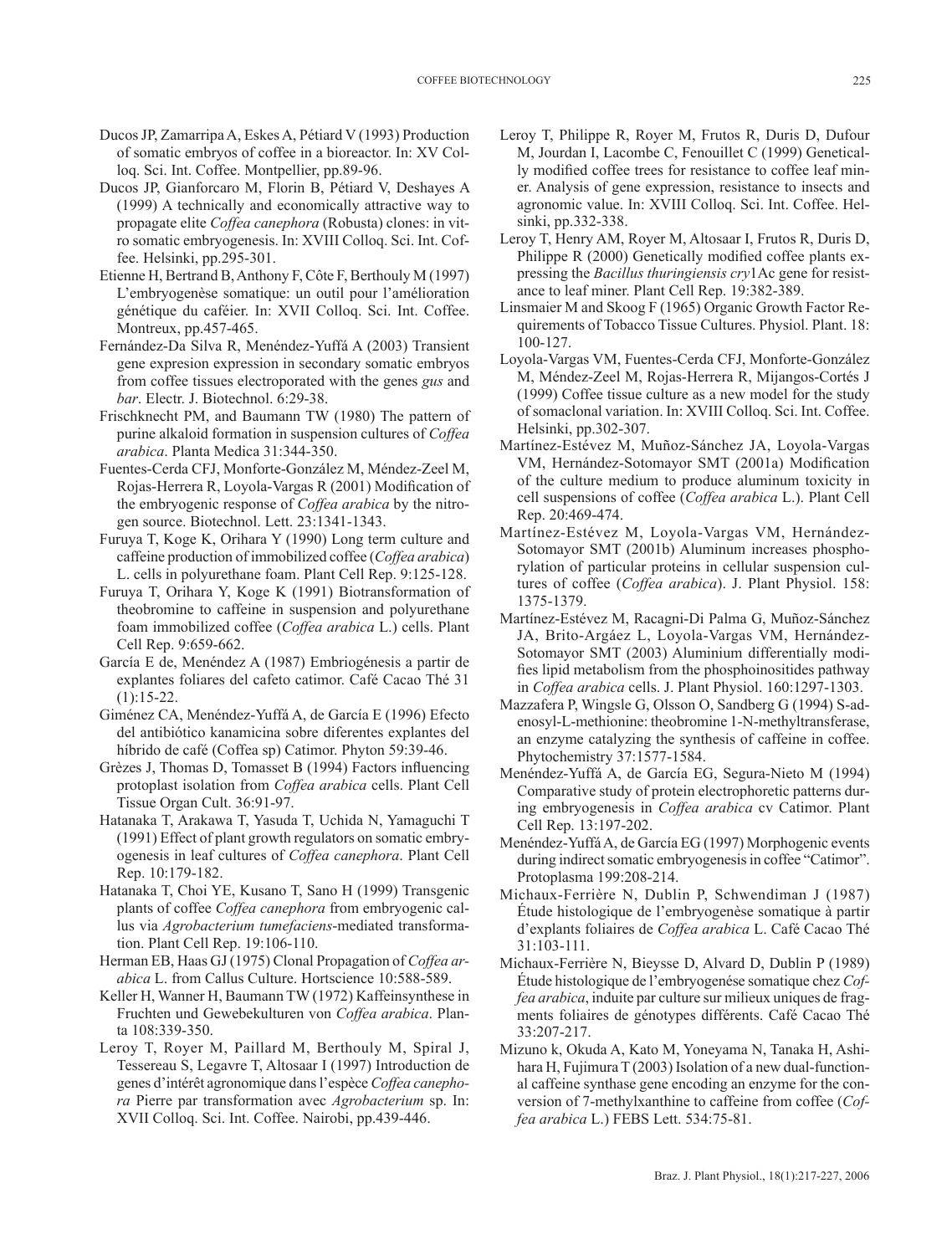Ducos JP, Zamarripa A, Eskes A, Pétiard V (1993) Production of somatic embryos of coffee in a bioreactor. In: XV Colloq. Sci. Int. Coffee. Montpellier, pp.89-96.

Ducos JP, Gianforcaro M, Florin B, Pétiard V, Deshayes A (1999) A technically and economically attractive way to propagate elite *Coffea canephora* (Robusta) clones: in vitro somatic embryogenesis. In: XVIII Colloq. Sci. Int. Coffee. Helsinki, pp.295-301.

Etienne H, Bertrand B, Anthony F, Côte F, Berthouly M (1997) L'embryogenèse somatique: un outil pour l'amélioration génétique du caféier. In: XVII Colloq. Sci. Int. Coffee. Montreux, pp.457-465.

Fernández-Da Silva R, Menéndez-Yuffá A (2003) Transient gene expresion expression in secondary somatic embryos from coffee tissues electroporated with the genes *gus* and *bar*. Electr. J. Biotechnol. 6:29-38.

Frischknecht PM, and Baumann TW (1980) The pattern of purine alkaloid formation in suspension cultures of *Coffea arabica*. Planta Medica 31:344-350.

Fuentes-Cerda CFJ, Monforte-González M, Méndez-Zeel M, Rojas-Herrera R, Loyola-Vargas R (2001) Modification of the embryogenic response of *Coffea arabica* by the nitrogen source. Biotechnol. Lett. 23:1341-1343.

Furuya T, Koge K, Orihara Y (1990) Long term culture and caffeine production of immobilized coffee (*Coffea arabica*) L. cells in polyurethane foam. Plant Cell Rep. 9:125-128.

Furuya T, Orihara Y, Koge K (1991) Biotransformation of theobromine to caffeine in suspension and polyurethane foam immobilized coffee (*Coffea arabica* L.) cells. Plant Cell Rep. 9:659-662.

García E de, Menéndez A (1987) Embriogénesis a partir de explantes foliares del cafeto catimor. Café Cacao Thé 31 (1):15-22.

Giménez CA, Menéndez-Yuffá A, de García E (1996) Efecto del antibiótico kanamicina sobre diferentes explantes del híbrido de café (Coffea sp) Catimor. Phyton 59:39-46.

Grèzes J, Thomas D, Tomasset B (1994) Factors influencing protoplast isolation from *Coffea arabica* cells. Plant Cell Tissue Organ Cult. 36:91-97.

Hatanaka T, Arakawa T, Yasuda T, Uchida N, Yamaguchi T (1991) Effect of plant growth regulators on somatic embryogenesis in leaf cultures of *Coffea canephora*. Plant Cell Rep. 10:179-182.

Hatanaka T, Choi YE, Kusano T, Sano H (1999) Transgenic plants of coffee *Coffea canephora* from embryogenic callus via *Agrobacterium tumefaciens*-mediated transformation. Plant Cell Rep. 19:106-110.

Herman EB, Haas GJ (1975) Clonal Propagation of *Coffea arabica* L. from Callus Culture. Hortscience 10:588-589.

Keller H, Wanner H, Baumann TW (1972) Kaffeinsynthese in Fruchten und Gewebekulturen von *Coffea arabica*. Planta 108:339-350.

Leroy T, Royer M, Paillard M, Berthouly M, Spiral J, Tessereau S, Legavre T, Altosaar I (1997) Introduction de genes d'intérêt agronomique dans l'espèce *Coffea canephora* Pierre par transformation avec *Agrobacterium* sp. In: XVII Colloq. Sci. Int. Coffee. Nairobi, pp.439-446.

Leroy T, Philippe R, Royer M, Frutos R, Duris D, Dufour M, Jourdan I, Lacombe C, Fenouillet C (1999) Genetically modified coffee trees for resistance to coffee leaf miner. Analysis of gene expression, resistance to insects and agronomic value. In: XVIII Colloq. Sci. Int. Coffee. Helsinki, pp.332-338.

Leroy T, Henry AM, Royer M, Altosaar I, Frutos R, Duris D, Philippe R (2000) Genetically modified coffee plants expressing the *Bacillus thuringiensis cry*1Ac gene for resistance to leaf miner. Plant Cell Rep. 19:382-389.

Linsmaier M and Skoog F (1965) Organic Growth Factor Requirements of Tobacco Tissue Cultures. Physiol. Plant. 18: 100-127.

Loyola-Vargas VM, Fuentes-Cerda CFJ, Monforte-González M, Méndez-Zeel M, Rojas-Herrera R, Mijangos-Cortés J (1999) Coffee tissue culture as a new model for the study of somaclonal variation. In: XVIII Colloq. Sci. Int. Coffee. Helsinki, pp.302-307.

Martínez-Estévez M, Muñoz-Sánchez JA, Loyola-Vargas VM, Hernández-Sotomayor SMT (2001a) Modification of the culture medium to produce aluminum toxicity in cell suspensions of coffee (*Coffea arabica* L.). Plant Cell Rep. 20:469-474.

Martínez-Estévez M, Loyola-Vargas VM, Hernández-Sotomayor SMT (2001b) Aluminum increases phosphorylation of particular proteins in cellular suspension cultures of coffee (*Coffea arabica*). J. Plant Physiol. 158: 1375-1379.

Martínez-Estévez M, Racagni-Di Palma G, Muñoz-Sánchez JA, Brito-Argáez L, Loyola-Vargas VM, Hernández-Sotomayor SMT (2003) Aluminium differentially modifies lipid metabolism from the phosphoinositides pathway in *Coffea arabica* cells. J. Plant Physiol. 160:1297-1303.

Mazzafera P, Wingsle G, Olsson O, Sandberg G (1994) S-adenosyl-L-methionine: theobromine 1-N-methyltransferase, an enzyme catalyzing the synthesis of caffeine in coffee. Phytochemistry 37:1577-1584.

Menéndez-Yuffá A, de García EG, Segura-Nieto M (1994) Comparative study of protein electrophoretic patterns during embryogenesis in *Coffea arabica* cv Catimor. Plant Cell Rep. 13:197-202.

Menéndez-Yuffá A, de García EG (1997) Morphogenic events during indirect somatic embryogenesis in coffee "Catimor". Protoplasma 199:208-214.

Michaux-Ferrière N, Dublin P, Schwendiman J (1987) Étude histologique de l'embryogenèse somatique à partir d'explants foliaires de *Coffea arabica* L. Café Cacao Thé 31:103-111.

Michaux-Ferrière N, Bieysse D, Alvard D, Dublin P (1989) Étude histologique de l'embryogenése somatique chez *Coffea arabica*, induite par culture sur milieux uniques de fragments foliaires de génotypes différents. Café Cacao Thé 33:207-217.

Mizuno k, Okuda A, Kato M, Yoneyama N, Tanaka H, Ashihara H, Fujimura T (2003) Isolation of a new dual-functional caffeine synthase gene encoding an enzyme for the conversion of 7-methylxanthine to caffeine from coffee (*Coffea arabica* L.) FEBS Lett. 534:75-81.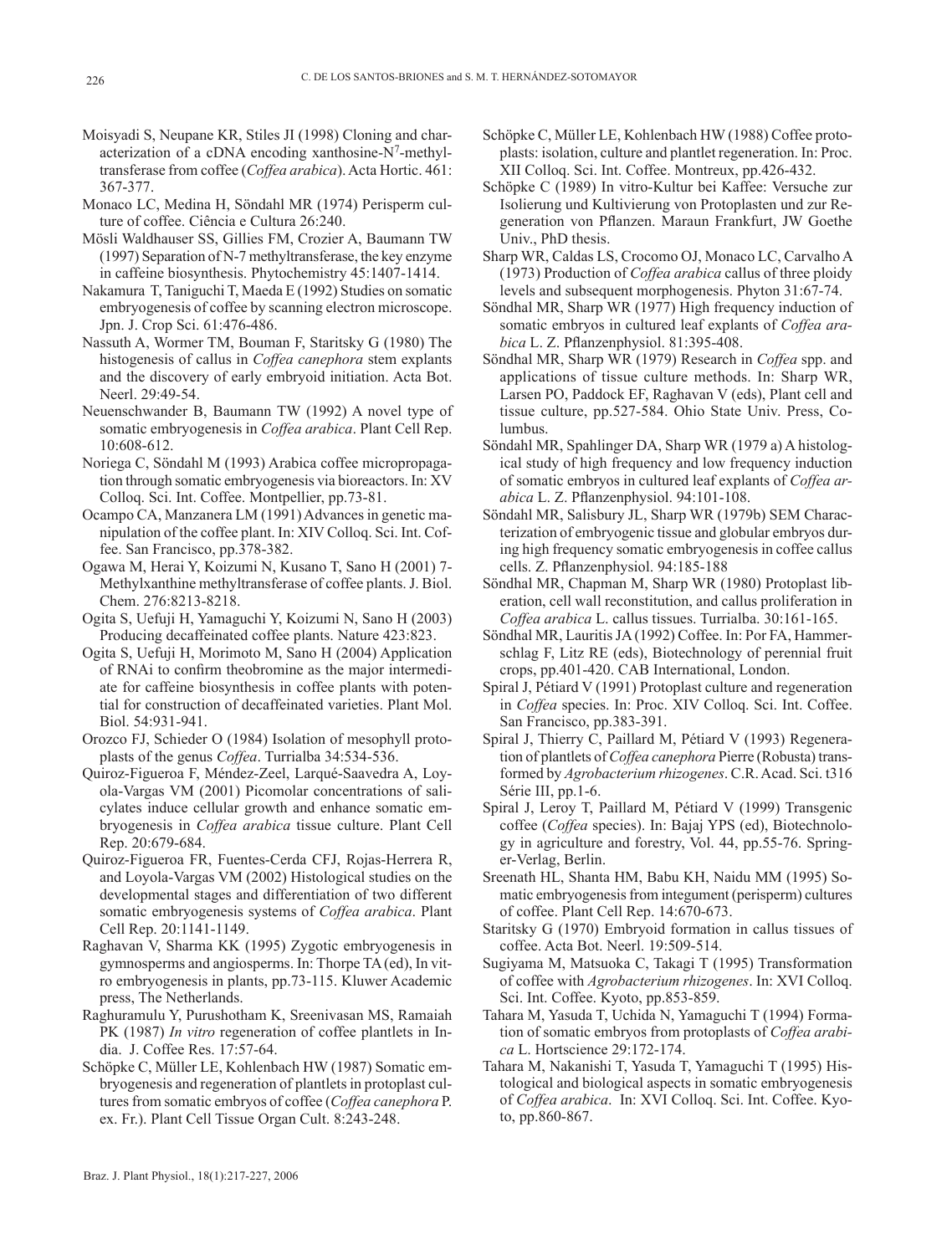Moisyadi S, Neupane KR, Stiles JI (1998) Cloning and characterization of a cDNA encoding xanthosine-N$^7$-methyltransferase from coffee (*Coffea arabica*). Acta Hortic. 461: 367-377.

Monaco LC, Medina H, Söndahl MR (1974) Perisperm culture of coffee. Ciência e Cultura 26:240.

Mösli Waldhauser SS, Gillies FM, Crozier A, Baumann TW (1997) Separation of N-7 methyltransferase, the key enzyme in caffeine biosynthesis. Phytochemistry 45:1407-1414.

Nakamura T, Taniguchi T, Maeda E (1992) Studies on somatic embryogenesis of coffee by scanning electron microscope. Jpn. J. Crop Sci. 61:476-486.

Nassuth A, Wormer TM, Bouman F, Staritsky G (1980) The histogenesis of callus in *Coffea canephora* stem explants and the discovery of early embryoid initiation. Acta Bot. Neerl. 29:49-54.

Neuenschwander B, Baumann TW (1992) A novel type of somatic embryogenesis in *Coffea arabica*. Plant Cell Rep. 10:608-612.

Noriega C, Söndahl M (1993) Arabica coffee micropropagation through somatic embryogenesis via bioreactors. In: XV Colloq. Sci. Int. Coffee. Montpellier, pp.73-81.

Ocampo CA, Manzanera LM (1991) Advances in genetic manipulation of the coffee plant. In: XIV Colloq. Sci. Int. Coffee. San Francisco, pp.378-382.

Ogawa M, Herai Y, Koizumi N, Kusano T, Sano H (2001) 7-Methylxanthine methyltransferase of coffee plants. J. Biol. Chem. 276:8213-8218.

Ogita S, Uefuji H, Yamaguchi Y, Koizumi N, Sano H (2003) Producing decaffeinated coffee plants. Nature 423:823.

Ogita S, Uefuji H, Morimoto M, Sano H (2004) Application of RNAi to confirm theobromine as the major intermediate for caffeine biosynthesis in coffee plants with potential for construction of decaffeinated varieties. Plant Mol. Biol. 54:931-941.

Orozco FJ, Schieder O (1984) Isolation of mesophyll protoplasts of the genus *Coffea*. Turrialba 34:534-536.

Quiroz-Figueroa F, Méndez-Zeel, Larqué-Saavedra A, Loyola-Vargas VM (2001) Picomolar concentrations of salicylates induce cellular growth and enhance somatic embryogenesis in *Coffea arabica* tissue culture. Plant Cell Rep. 20:679-684.

Quiroz-Figueroa FR, Fuentes-Cerda CFJ, Rojas-Herrera R, and Loyola-Vargas VM (2002) Histological studies on the developmental stages and differentiation of two different somatic embryogenesis systems of *Coffea arabica*. Plant Cell Rep. 20:1141-1149.

Raghavan V, Sharma KK (1995) Zygotic embryogenesis in gymnosperms and angiosperms. In: Thorpe TA (ed), In vitro embryogenesis in plants, pp.73-115. Kluwer Academic press, The Netherlands.

Raghuramulu Y, Purushotham K, Sreenivasan MS, Ramaiah PK (1987) *In vitro* regeneration of coffee plantlets in India. J. Coffee Res. 17:57-64.

Schöpke C, Müller LE, Kohlenbach HW (1987) Somatic embryogenesis and regeneration of plantlets in protoplast cultures from somatic embryos of coffee (*Coffea canephora* P. ex. Fr.). Plant Cell Tissue Organ Cult. 8:243-248.

Schöpke C, Müller LE, Kohlenbach HW (1988) Coffee protoplasts: isolation, culture and plantlet regeneration. In: Proc. XII Colloq. Sci. Int. Coffee. Montreux, pp.426-432.

Schöpke C (1989) In vitro-Kultur bei Kaffee: Versuche zur Isolierung und Kultivierung von Protoplasten und zur Regeneration von Pflanzen. Maraun Frankfurt, JW Goethe Univ., PhD thesis.

Sharp WR, Caldas LS, Crocomo OJ, Monaco LC, Carvalho A (1973) Production of *Coffea arabica* callus of three ploidy levels and subsequent morphogenesis. Phyton 31:67-74.

Söndahl MR, Sharp WR (1977) High frequency induction of somatic embryos in cultured leaf explants of *Coffea arabica* L. Z. Pflanzenphysiol. 81:395-408.

Söndahl MR, Sharp WR (1979) Research in *Coffea* spp. and applications of tissue culture methods. In: Sharp WR, Larsen PO, Paddock EF, Raghavan V (eds), Plant cell and tissue culture, pp.527-584. Ohio State Univ. Press, Columbus.

Söndahl MR, Spahlinger DA, Sharp WR (1979 a) A histological study of high frequency and low frequency induction of somatic embryos in cultured leaf explants of *Coffea arabica* L. Z. Pflanzenphysiol. 94:101-108.

Söndahl MR, Salisbury JL, Sharp WR (1979b) SEM Characterization of embryogenic tissue and globular embryos during high frequency somatic embryogenesis in coffee callus cells. Z. Pflanzenphysiol. 94:185-188

Söndhal MR, Chapman M, Sharp WR (1980) Protoplast liberation, cell wall reconstitution, and callus proliferation in *Coffea arabica* L. callus tissues. Turrialba. 30:161-165.

Söndhal MR, Lauritis JA (1992) Coffee. In: Por FA, Hammerschlag F, Litz RE (eds), Biotechnology of perennial fruit crops, pp.401-420. CAB International, London.

Spiral J, Pétiard V (1991) Protoplast culture and regeneration in *Coffea* species. In: Proc. XIV Colloq. Sci. Int. Coffee. San Francisco, pp.383-391.

Spiral J, Thierry C, Paillard M, Pétiard V (1993) Regeneration of plantlets of *Coffea canephora* Pierre (Robusta) transformed by *Agrobacterium rhizogenes*. C.R. Acad. Sci. t316 Série III, pp.1-6.

Spiral J, Leroy T, Paillard M, Pétiard V (1999) Transgenic coffee (*Coffea* species). In: Bajaj YPS (ed), Biotechnology in agriculture and forestry, Vol. 44, pp.55-76. Springer-Verlag, Berlin.

Sreenath HL, Shanta HM, Babu KH, Naidu MM (1995) Somatic embryogenesis from integument (perisperm) cultures of coffee. Plant Cell Rep. 14:670-673.

Staritsky G (1970) Embryoid formation in callus tissues of coffee. Acta Bot. Neerl. 19:509-514.

Sugiyama M, Matsuoka C, Takagi T (1995) Transformation of coffee with *Agrobacterium rhizogenes*. In: XVI Colloq. Sci. Int. Coffee. Kyoto, pp.853-859.

Tahara M, Yasuda T, Uchida N, Yamaguchi T (1994) Formation of somatic embryos from protoplasts of *Coffea arabica* L. Hortscience 29:172-174.

Tahara M, Nakanishi T, Yasuda T, Yamaguchi T (1995) Histological and biological aspects in somatic embryogenesis of *Coffea arabica*. In: XVI Colloq. Sci. Int. Coffee. Kyoto, pp.860-867.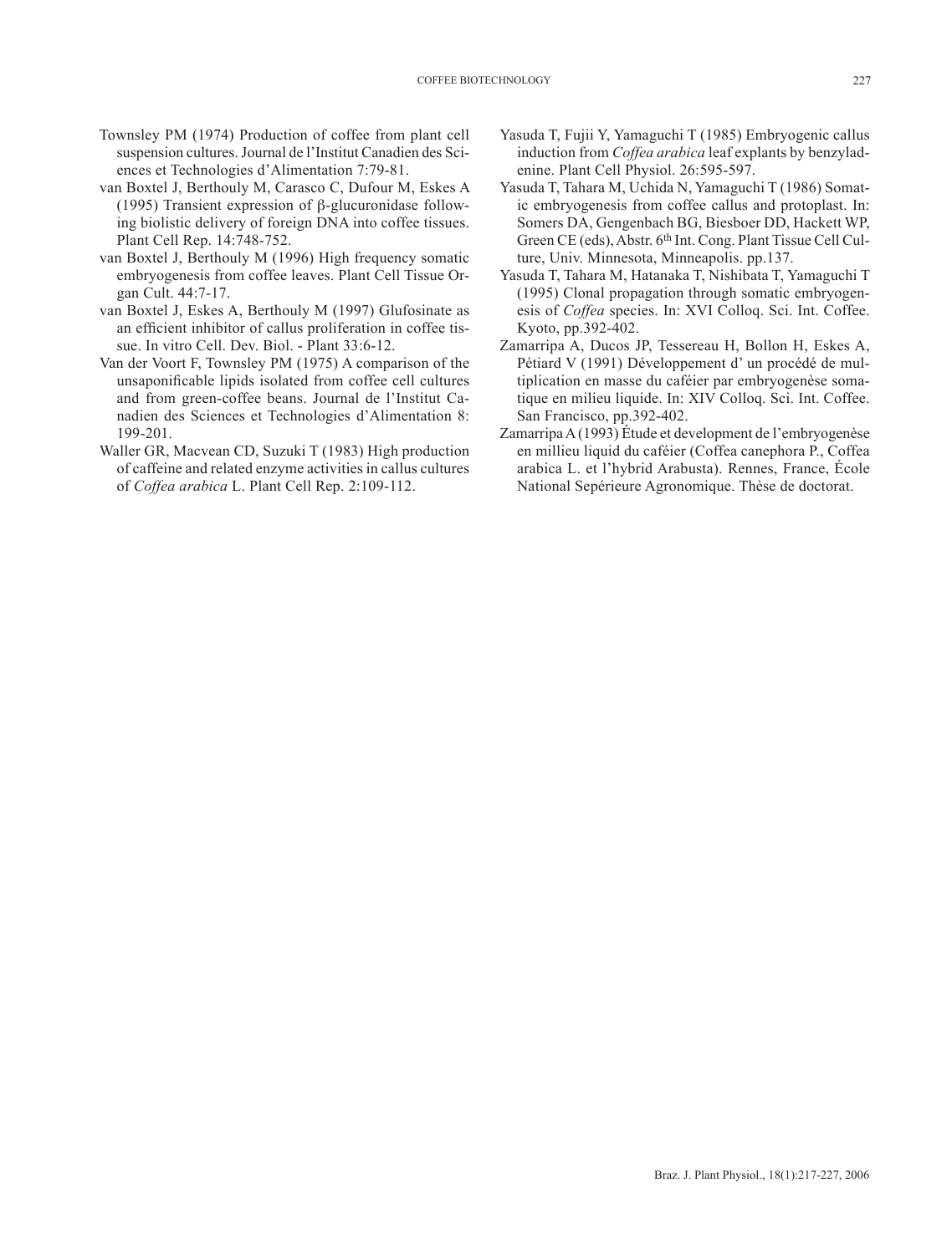Townsley PM (1974) Production of coffee from plant cell suspension cultures. Journal de l'Institut Canadien des Sciences et Technologies d'Alimentation 7:79-81.

van Boxtel J, Berthouly M, Carasco C, Dufour M, Eskes A (1995) Transient expression of β-glucuronidase following biolistic delivery of foreign DNA into coffee tissues. Plant Cell Rep. 14:748-752.

van Boxtel J, Berthouly M (1996) High frequency somatic embryogenesis from coffee leaves. Plant Cell Tissue Organ Cult. 44:7-17.

van Boxtel J, Eskes A, Berthouly M (1997) Glufosinate as an efficient inhibitor of callus proliferation in coffee tissue. In vitro Cell. Dev. Biol. - Plant 33:6-12.

Van der Voort F, Townsley PM (1975) A comparison of the unsaponificable lipids isolated from coffee cell cultures and from green-coffee beans. Journal de l'Institut Canadien des Sciences et Technologies d'Alimentation 8: 199-201.

Waller GR, Macvean CD, Suzuki T (1983) High production of caffeine and related enzyme activities in callus cultures of *Coffea arabica* L. Plant Cell Rep. 2:109-112.

Yasuda T, Fujii Y, Yamaguchi T (1985) Embryogenic callus induction from *Coffea arabica* leaf explants by benzyladenine. Plant Cell Physiol. 26:595-597.

Yasuda T, Tahara M, Uchida N, Yamaguchi T (1986) Somatic embryogenesis from coffee callus and protoplast. In: Somers DA, Gengenbach BG, Biesboer DD, Hackett WP, Green CE (eds), Abstr. 6th Int. Cong. Plant Tissue Cell Culture, Univ. Minnesota, Minneapolis. pp.137.

Yasuda T, Tahara M, Hatanaka T, Nishibata T, Yamaguchi T (1995) Clonal propagation through somatic embryogenesis of *Coffea* species. In: XVI Colloq. Sci. Int. Coffee. Kyoto, pp.392-402.

Zamarripa A, Ducos JP, Tessereau H, Bollon H, Eskes A, Pétiard V (1991) Développement d' un procédé de multiplication en masse du caféier par embryogenèse somatique en milieu liquide. In: XIV Colloq. Sci. Int. Coffee. San Francisco, pp.392-402.

Zamarripa A (1993) Étude et development de l'embryogenèse en millieu liquid du caféier (Coffea canephora P., Coffea arabica L. et l'hybrid Arabusta). Rennes, France, École National Sepérieure Agronomique. Thèse de doctorat.